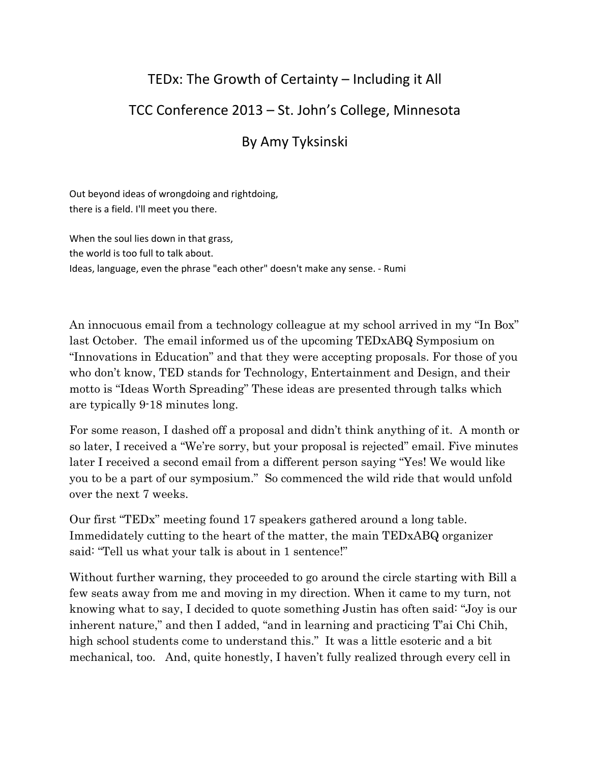# TEDx: The Growth of Certainty – Including it All

## TCC Conference 2013 – St. John's College, Minnesota

### By Amy Tyksinski

Out beyond ideas of wrongdoing and rightdoing,
there is a field. I'll meet you there.

When the soul lies down in that grass,
the world is too full to talk about.
Ideas, language, even the phrase "each other" doesn't make any sense. - Rumi

An innocuous email from a technology colleague at my school arrived in my "In Box" last October. The email informed us of the upcoming TEDxABQ Symposium on "Innovations in Education" and that they were accepting proposals. For those of you who don't know, TED stands for Technology, Entertainment and Design, and their motto is "Ideas Worth Spreading" These ideas are presented through talks which are typically 9-18 minutes long.

For some reason, I dashed off a proposal and didn't think anything of it. A month or so later, I received a "We're sorry, but your proposal is rejected" email. Five minutes later I received a second email from a different person saying "Yes! We would like you to be a part of our symposium." So commenced the wild ride that would unfold over the next 7 weeks.

Our first "TEDx" meeting found 17 speakers gathered around a long table. Immediately cutting to the heart of the matter, the main TEDxABQ organizer said: "Tell us what your talk is about in 1 sentence!"

Without further warning, they proceeded to go around the circle starting with Bill a few seats away from me and moving in my direction. When it came to my turn, not knowing what to say, I decided to quote something Justin has often said: "Joy is our inherent nature," and then I added, "and in learning and practicing T'ai Chi Chih, high school students come to understand this." It was a little esoteric and a bit mechanical, too. And, quite honestly, I haven't fully realized through every cell in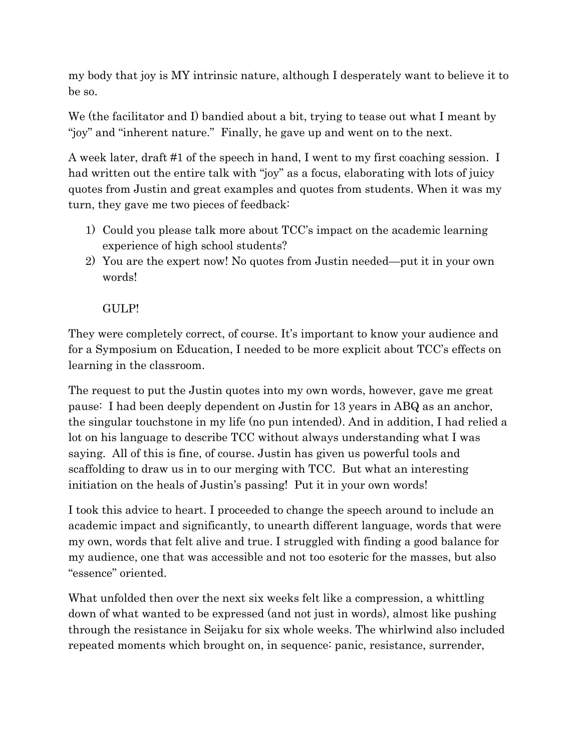my body that joy is MY intrinsic nature, although I desperately want to believe it to be so.

We (the facilitator and I) bandied about a bit, trying to tease out what I meant by "joy" and "inherent nature." Finally, he gave up and went on to the next.

A week later, draft #1 of the speech in hand, I went to my first coaching session. I had written out the entire talk with "joy" as a focus, elaborating with lots of juicy quotes from Justin and great examples and quotes from students. When it was my turn, they gave me two pieces of feedback:

1) Could you please talk more about TCC's impact on the academic learning experience of high school students?
2) You are the expert now! No quotes from Justin needed—put it in your own words!

   GULP!

They were completely correct, of course. It's important to know your audience and for a Symposium on Education, I needed to be more explicit about TCC's effects on learning in the classroom.

The request to put the Justin quotes into my own words, however, gave me great pause: I had been deeply dependent on Justin for 13 years in ABQ as an anchor, the singular touchstone in my life (no pun intended). And in addition, I had relied a lot on his language to describe TCC without always understanding what I was saying. All of this is fine, of course. Justin has given us powerful tools and scaffolding to draw us in to our merging with TCC. But what an interesting initiation on the heals of Justin's passing! Put it in your own words!

I took this advice to heart. I proceeded to change the speech around to include an academic impact and significantly, to unearth different language, words that were my own, words that felt alive and true. I struggled with finding a good balance for my audience, one that was accessible and not too esoteric for the masses, but also "essence" oriented.

What unfolded then over the next six weeks felt like a compression, a whittling down of what wanted to be expressed (and not just in words), almost like pushing through the resistance in Seijaku for six whole weeks. The whirlwind also included repeated moments which brought on, in sequence: panic, resistance, surrender,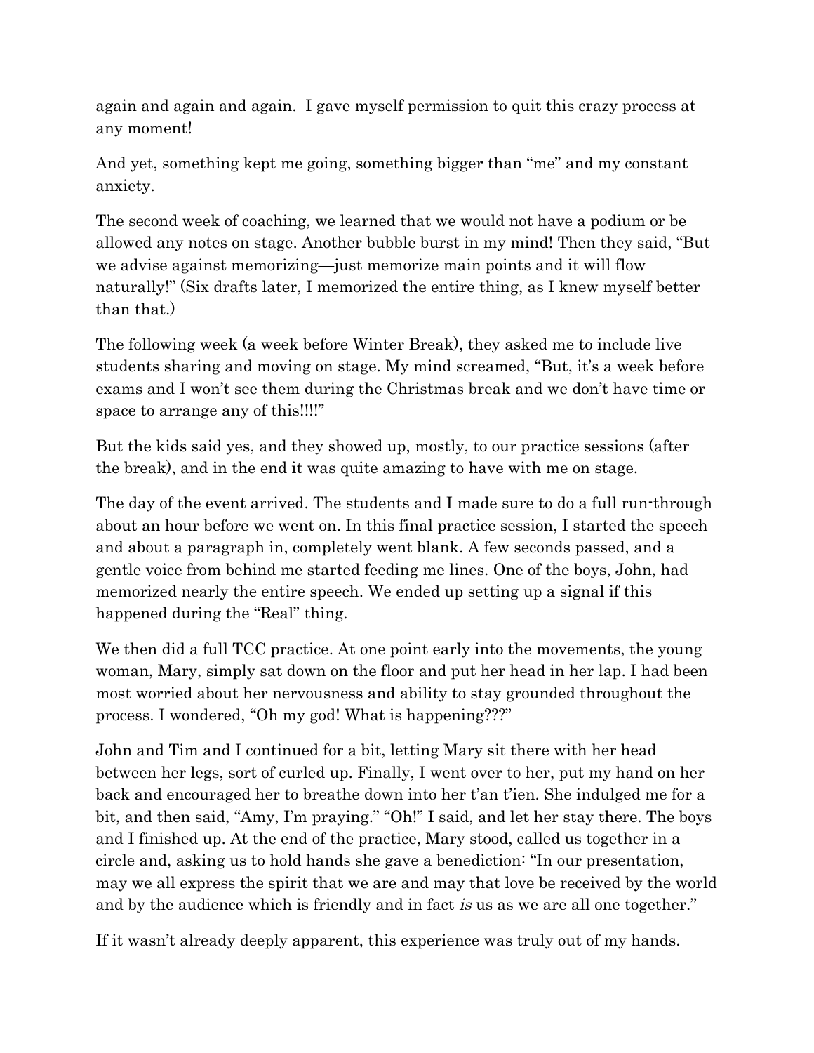again and again and again. I gave myself permission to quit this crazy process at any moment!

And yet, something kept me going, something bigger than "me" and my constant anxiety.

The second week of coaching, we learned that we would not have a podium or be allowed any notes on stage. Another bubble burst in my mind! Then they said, "But we advise against memorizing—just memorize main points and it will flow naturally!" (Six drafts later, I memorized the entire thing, as I knew myself better than that.)

The following week (a week before Winter Break), they asked me to include live students sharing and moving on stage. My mind screamed, "But, it's a week before exams and I won't see them during the Christmas break and we don't have time or space to arrange any of this!!!!"

But the kids said yes, and they showed up, mostly, to our practice sessions (after the break), and in the end it was quite amazing to have with me on stage.

The day of the event arrived. The students and I made sure to do a full run-through about an hour before we went on. In this final practice session, I started the speech and about a paragraph in, completely went blank. A few seconds passed, and a gentle voice from behind me started feeding me lines. One of the boys, John, had memorized nearly the entire speech. We ended up setting up a signal if this happened during the "Real" thing.

We then did a full TCC practice. At one point early into the movements, the young woman, Mary, simply sat down on the floor and put her head in her lap. I had been most worried about her nervousness and ability to stay grounded throughout the process. I wondered, "Oh my god! What is happening???"

John and Tim and I continued for a bit, letting Mary sit there with her head between her legs, sort of curled up. Finally, I went over to her, put my hand on her back and encouraged her to breathe down into her t'an t'ien. She indulged me for a bit, and then said, "Amy, I'm praying." "Oh!" I said, and let her stay there. The boys and I finished up. At the end of the practice, Mary stood, called us together in a circle and, asking us to hold hands she gave a benediction: "In our presentation, may we all express the spirit that we are and may that love be received by the world and by the audience which is friendly and in fact *is* us as we are all one together."

If it wasn't already deeply apparent, this experience was truly out of my hands.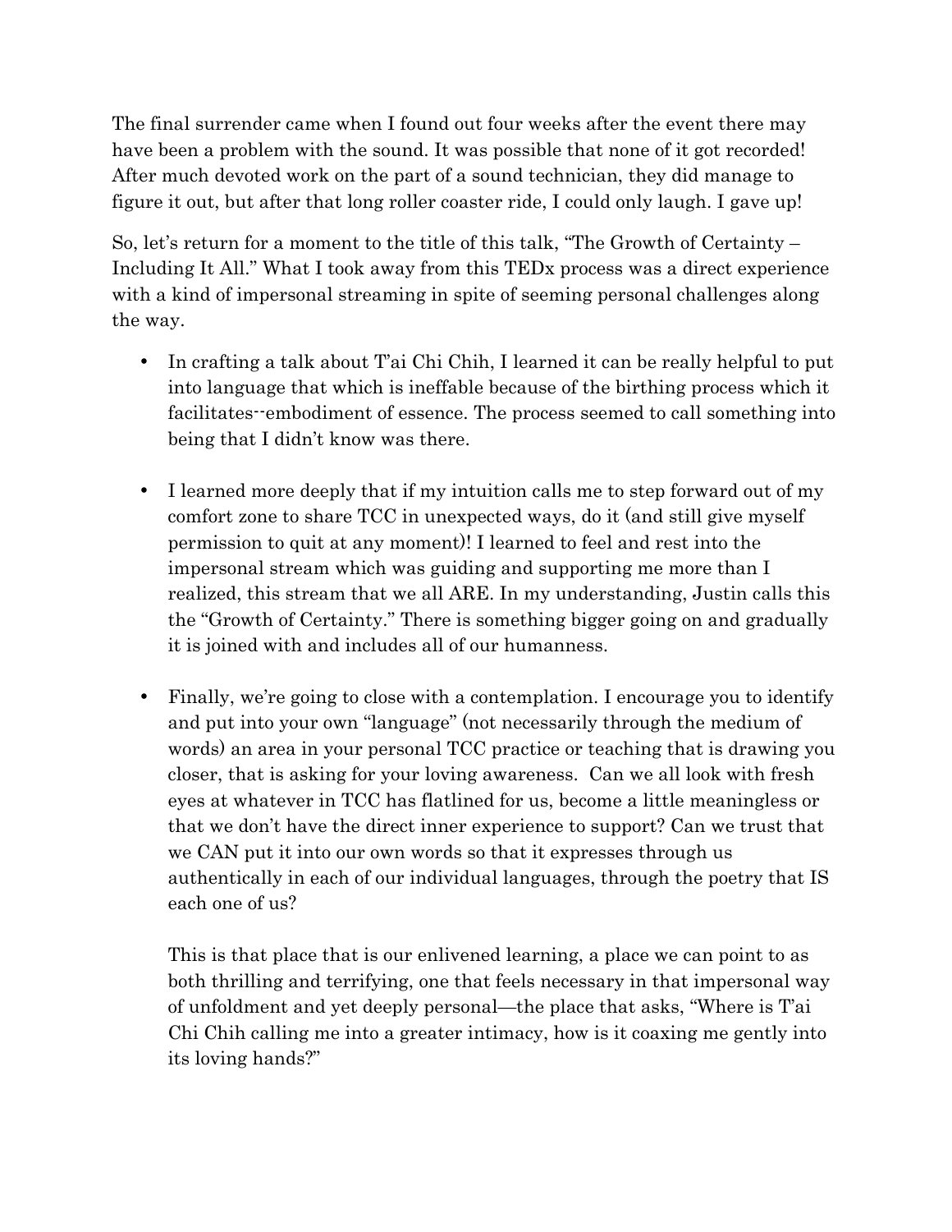The final surrender came when I found out four weeks after the event there may have been a problem with the sound. It was possible that none of it got recorded! After much devoted work on the part of a sound technician, they did manage to figure it out, but after that long roller coaster ride, I could only laugh. I gave up!

So, let's return for a moment to the title of this talk, "The Growth of Certainty – Including It All." What I took away from this TEDx process was a direct experience with a kind of impersonal streaming in spite of seeming personal challenges along the way.

- In crafting a talk about T'ai Chi Chih, I learned it can be really helpful to put into language that which is ineffable because of the birthing process which it facilitates--embodiment of essence. The process seemed to call something into being that I didn't know was there.

- I learned more deeply that if my intuition calls me to step forward out of my comfort zone to share TCC in unexpected ways, do it (and still give myself permission to quit at any moment)! I learned to feel and rest into the impersonal stream which was guiding and supporting me more than I realized, this stream that we all ARE. In my understanding, Justin calls this the "Growth of Certainty." There is something bigger going on and gradually it is joined with and includes all of our humanness.

- Finally, we're going to close with a contemplation. I encourage you to identify and put into your own "language" (not necessarily through the medium of words) an area in your personal TCC practice or teaching that is drawing you closer, that is asking for your loving awareness. Can we all look with fresh eyes at whatever in TCC has flatlined for us, become a little meaningless or that we don't have the direct inner experience to support? Can we trust that we CAN put it into our own words so that it expresses through us authentically in each of our individual languages, through the poetry that IS each one of us?

  This is that place that is our enlivened learning, a place we can point to as both thrilling and terrifying, one that feels necessary in that impersonal way of unfoldment and yet deeply personal—the place that asks, "Where is T'ai Chi Chih calling me into a greater intimacy, how is it coaxing me gently into its loving hands?"